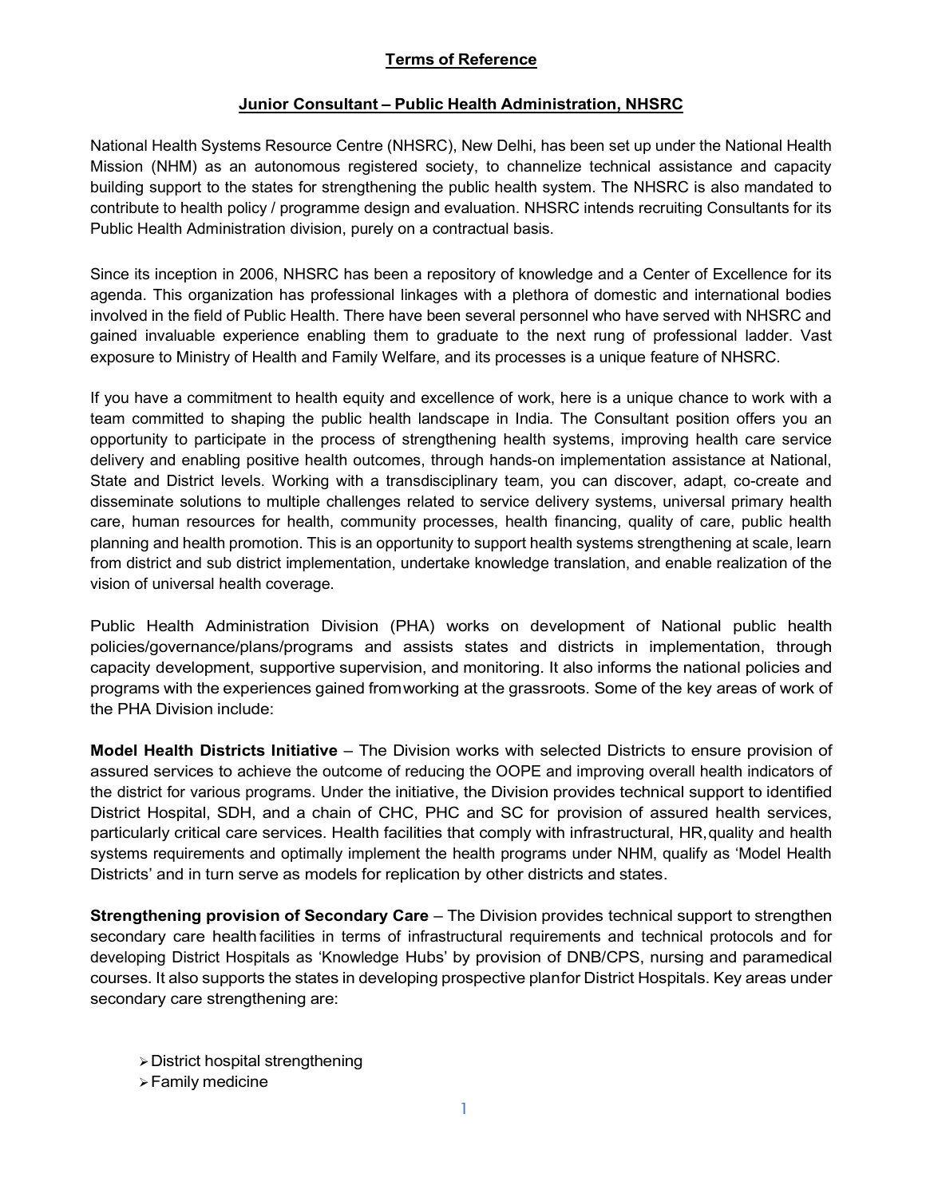# Terms of Reference

## Junior Consultant – Public Health Administration, NHSRC

National Health Systems Resource Centre (NHSRC), New Delhi, has been set up under the National Health Mission (NHM) as an autonomous registered society, to channelize technical assistance and capacity building support to the states for strengthening the public health system. The NHSRC is also mandated to contribute to health policy / programme design and evaluation. NHSRC intends recruiting Consultants for its Public Health Administration division, purely on a contractual basis.

Since its inception in 2006, NHSRC has been a repository of knowledge and a Center of Excellence for its agenda. This organization has professional linkages with a plethora of domestic and international bodies involved in the field of Public Health. There have been several personnel who have served with NHSRC and gained invaluable experience enabling them to graduate to the next rung of professional ladder. Vast exposure to Ministry of Health and Family Welfare, and its processes is a unique feature of NHSRC.

If you have a commitment to health equity and excellence of work, here is a unique chance to work with a team committed to shaping the public health landscape in India. The Consultant position offers you an opportunity to participate in the process of strengthening health systems, improving health care service delivery and enabling positive health outcomes, through hands-on implementation assistance at National, State and District levels. Working with a transdisciplinary team, you can discover, adapt, co-create and disseminate solutions to multiple challenges related to service delivery systems, universal primary health care, human resources for health, community processes, health financing, quality of care, public health planning and health promotion. This is an opportunity to support health systems strengthening at scale, learn from district and sub district implementation, undertake knowledge translation, and enable realization of the vision of universal health coverage.

Public Health Administration Division (PHA) works on development of National public health policies/governance/plans/programs and assists states and districts in implementation, through capacity development, supportive supervision, and monitoring. It also informs the national policies and programs with the experiences gained from working at the grassroots. Some of the key areas of work of the PHA Division include:

**Model Health Districts Initiative** – The Division works with selected Districts to ensure provision of assured services to achieve the outcome of reducing the OOPE and improving overall health indicators of the district for various programs. Under the initiative, the Division provides technical support to identified District Hospital, SDH, and a chain of CHC, PHC and SC for provision of assured health services, particularly critical care services. Health facilities that comply with infrastructural, HR, quality and health systems requirements and optimally implement the health programs under NHM, qualify as 'Model Health Districts' and in turn serve as models for replication by other districts and states.

**Strengthening provision of Secondary Care** – The Division provides technical support to strengthen secondary care health facilities in terms of infrastructural requirements and technical protocols and for developing District Hospitals as 'Knowledge Hubs' by provision of DNB/CPS, nursing and paramedical courses. It also supports the states in developing prospective plan for District Hospitals. Key areas under secondary care strengthening are:

- District hospital strengthening
- Family medicine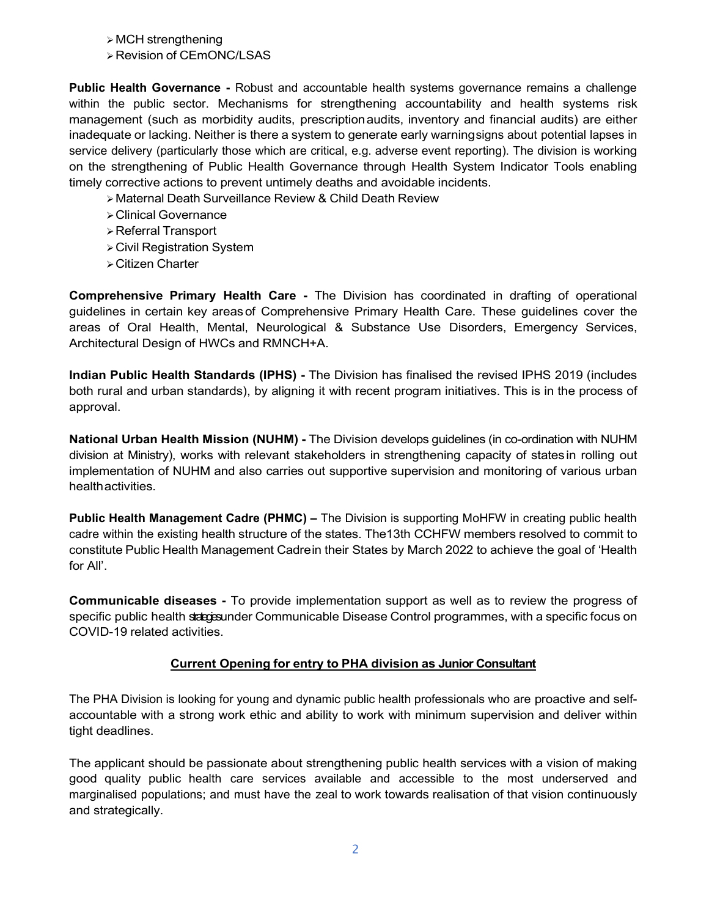- MCH strengthening
- Revision of CEmONC/LSAS

**Public Health Governance -** Robust and accountable health systems governance remains a challenge within the public sector. Mechanisms for strengthening accountability and health systems risk management (such as morbidity audits, prescription audits, inventory and financial audits) are either inadequate or lacking. Neither is there a system to generate early warning signs about potential lapses in service delivery (particularly those which are critical, e.g. adverse event reporting). The division is working on the strengthening of Public Health Governance through Health System Indicator Tools enabling timely corrective actions to prevent untimely deaths and avoidable incidents.

- Maternal Death Surveillance Review & Child Death Review
- Clinical Governance
- Referral Transport
- Civil Registration System
- Citizen Charter

**Comprehensive Primary Health Care -** The Division has coordinated in drafting of operational guidelines in certain key areas of Comprehensive Primary Health Care. These guidelines cover the areas of Oral Health, Mental, Neurological & Substance Use Disorders, Emergency Services, Architectural Design of HWCs and RMNCH+A.

**Indian Public Health Standards (IPHS) -** The Division has finalised the revised IPHS 2019 (includes both rural and urban standards), by aligning it with recent program initiatives. This is in the process of approval.

**National Urban Health Mission (NUHM) -** The Division develops guidelines (in co-ordination with NUHM division at Ministry), works with relevant stakeholders in strengthening capacity of states in rolling out implementation of NUHM and also carries out supportive supervision and monitoring of various urban health activities.

**Public Health Management Cadre (PHMC) –** The Division is supporting MoHFW in creating public health cadre within the existing health structure of the states. The13th CCHFW members resolved to commit to constitute Public Health Management Cadre in their States by March 2022 to achieve the goal of 'Health for All'.

**Communicable diseases -** To provide implementation support as well as to review the progress of specific public health strategies under Communicable Disease Control programmes, with a specific focus on COVID-19 related activities.

**Current Opening for entry to PHA division as Junior Consultant**

The PHA Division is looking for young and dynamic public health professionals who are proactive and self-accountable with a strong work ethic and ability to work with minimum supervision and deliver within tight deadlines.

The applicant should be passionate about strengthening public health services with a vision of making good quality public health care services available and accessible to the most underserved and marginalised populations; and must have the zeal to work towards realisation of that vision continuously and strategically.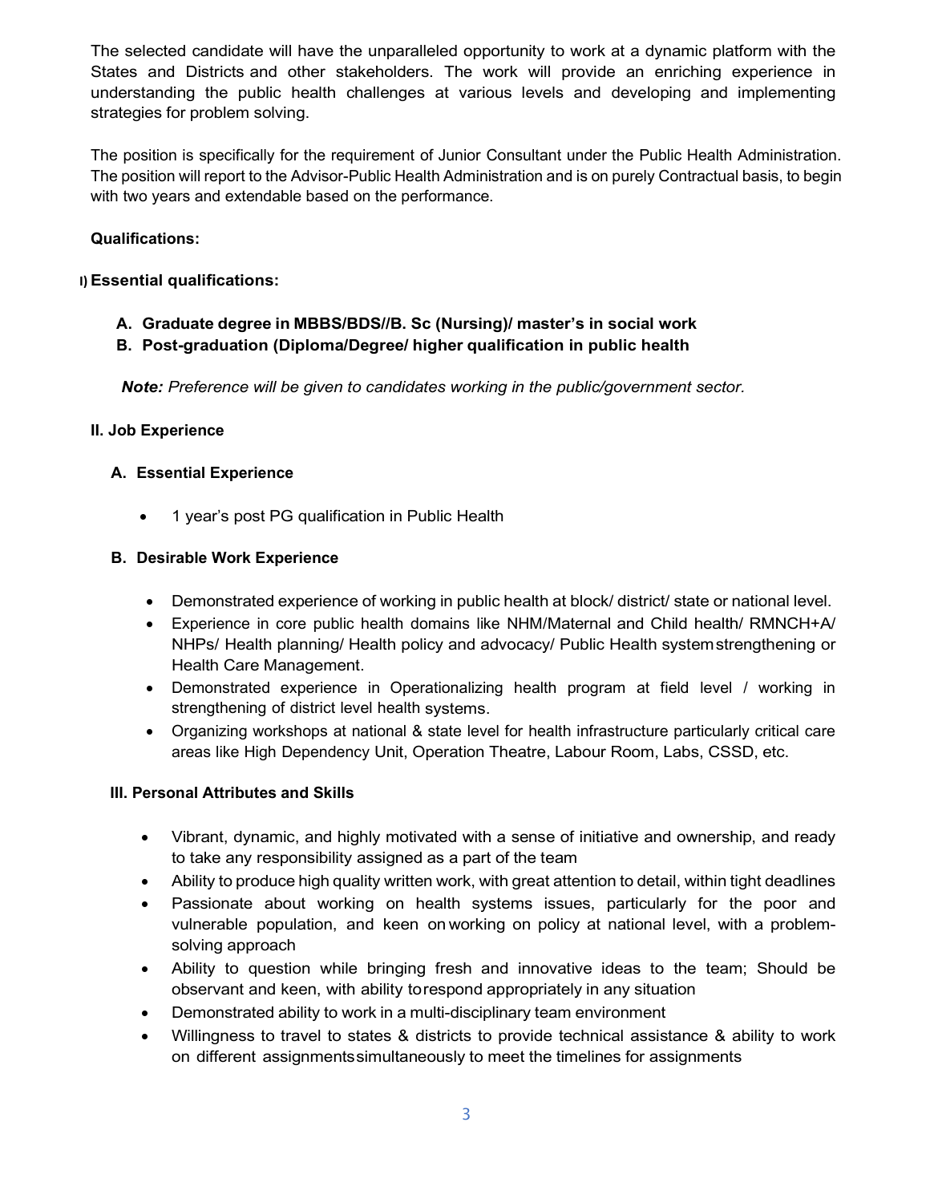The selected candidate will have the unparalleled opportunity to work at a dynamic platform with the States and Districts and other stakeholders. The work will provide an enriching experience in understanding the public health challenges at various levels and developing and implementing strategies for problem solving.

The position is specifically for the requirement of Junior Consultant under the Public Health Administration. The position will report to the Advisor-Public Health Administration and is on purely Contractual basis, to begin with two years and extendable based on the performance.

**Qualifications:**

**I) Essential qualifications:**

**A. Graduate degree in MBBS/BDS//B. Sc (Nursing)/ master's in social work**

**B. Post-graduation (Diploma/Degree/ higher qualification in public health**

***Note:*** *Preference will be given to candidates working in the public/government sector.*

**II. Job Experience**

**A. Essential Experience**

- 1 year's post PG qualification in Public Health

**B. Desirable Work Experience**

- Demonstrated experience of working in public health at block/ district/ state or national level.
- Experience in core public health domains like NHM/Maternal and Child health/ RMNCH+A/ NHPs/ Health planning/ Health policy and advocacy/ Public Health system strengthening or Health Care Management.
- Demonstrated experience in Operationalizing health program at field level / working in strengthening of district level health systems.
- Organizing workshops at national & state level for health infrastructure particularly critical care areas like High Dependency Unit, Operation Theatre, Labour Room, Labs, CSSD, etc.

**III. Personal Attributes and Skills**

- Vibrant, dynamic, and highly motivated with a sense of initiative and ownership, and ready to take any responsibility assigned as a part of the team
- Ability to produce high quality written work, with great attention to detail, within tight deadlines
- Passionate about working on health systems issues, particularly for the poor and vulnerable population, and keen on working on policy at national level, with a problem-solving approach
- Ability to question while bringing fresh and innovative ideas to the team; Should be observant and keen, with ability to respond appropriately in any situation
- Demonstrated ability to work in a multi-disciplinary team environment
- Willingness to travel to states & districts to provide technical assistance & ability to work on different assignments simultaneously to meet the timelines for assignments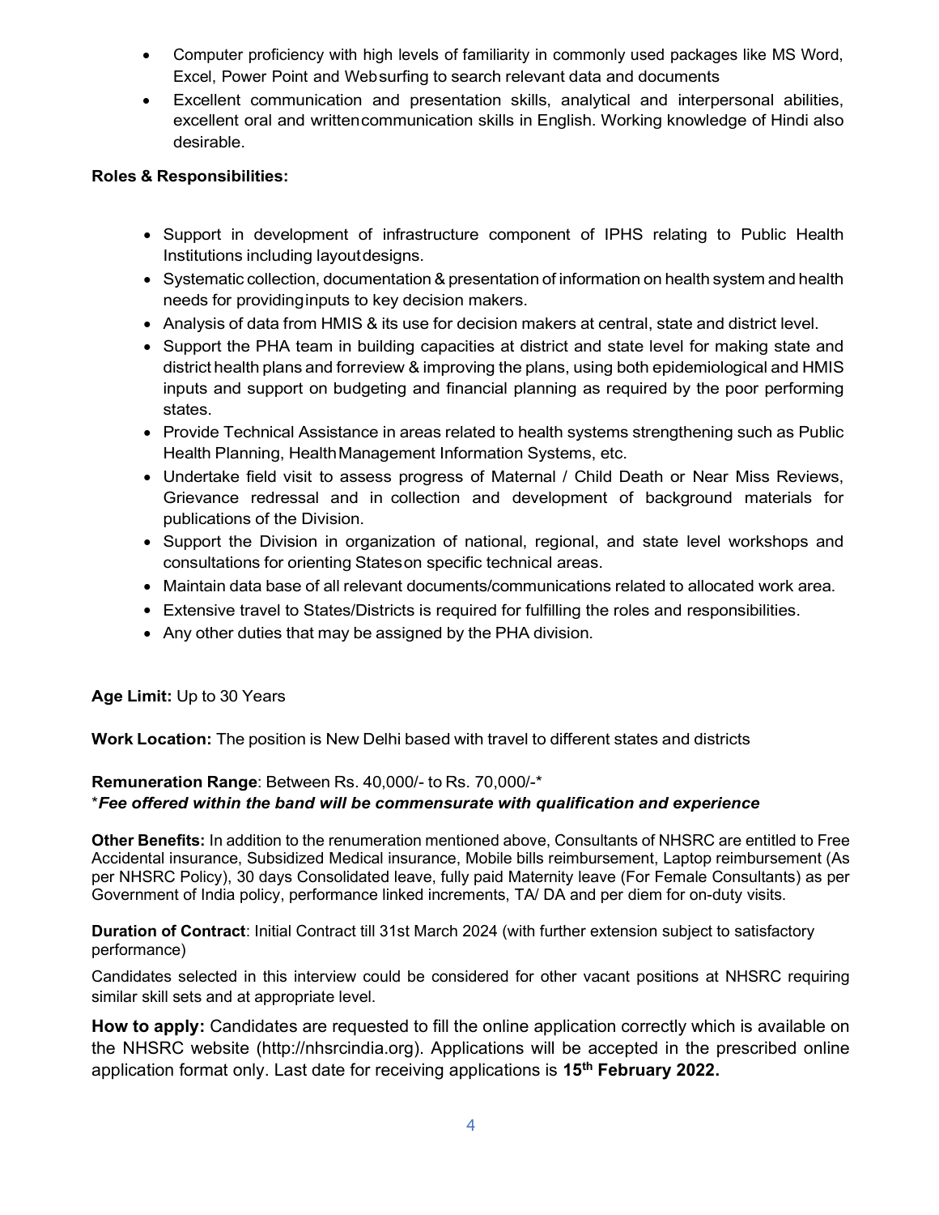- Computer proficiency with high levels of familiarity in commonly used packages like MS Word, Excel, Power Point and Websurfing to search relevant data and documents
- Excellent communication and presentation skills, analytical and interpersonal abilities, excellent oral and writtencommunication skills in English. Working knowledge of Hindi also desirable.

**Roles & Responsibilities:**

- Support in development of infrastructure component of IPHS relating to Public Health Institutions including layoutdesigns.
- Systematic collection, documentation & presentation of information on health system and health needs for providinginputs to key decision makers.
- Analysis of data from HMIS & its use for decision makers at central, state and district level.
- Support the PHA team in building capacities at district and state level for making state and district health plans and forreview & improving the plans, using both epidemiological and HMIS inputs and support on budgeting and financial planning as required by the poor performing states.
- Provide Technical Assistance in areas related to health systems strengthening such as Public Health Planning, HealthManagement Information Systems, etc.
- Undertake field visit to assess progress of Maternal / Child Death or Near Miss Reviews, Grievance redressal and in collection and development of background materials for publications of the Division.
- Support the Division in organization of national, regional, and state level workshops and consultations for orienting Stateson specific technical areas.
- Maintain data base of all relevant documents/communications related to allocated work area.
- Extensive travel to States/Districts is required for fulfilling the roles and responsibilities.
- Any other duties that may be assigned by the PHA division.

**Age Limit:** Up to 30 Years

**Work Location:** The position is New Delhi based with travel to different states and districts

**Remuneration Range**: Between Rs. 40,000/- to Rs. 70,000/-*
****Fee offered within the band will be commensurate with qualification and experience***

**Other Benefits:** In addition to the renumeration mentioned above, Consultants of NHSRC are entitled to Free Accidental insurance, Subsidized Medical insurance, Mobile bills reimbursement, Laptop reimbursement (As per NHSRC Policy), 30 days Consolidated leave, fully paid Maternity leave (For Female Consultants) as per Government of India policy, performance linked increments, TA/ DA and per diem for on-duty visits.

**Duration of Contract**: Initial Contract till 31st March 2024 (with further extension subject to satisfactory performance)

Candidates selected in this interview could be considered for other vacant positions at NHSRC requiring similar skill sets and at appropriate level.

**How to apply:** Candidates are requested to fill the online application correctly which is available on the NHSRC website (http://nhsrcindia.org). Applications will be accepted in the prescribed online application format only. Last date for receiving applications is **15th February 2022.**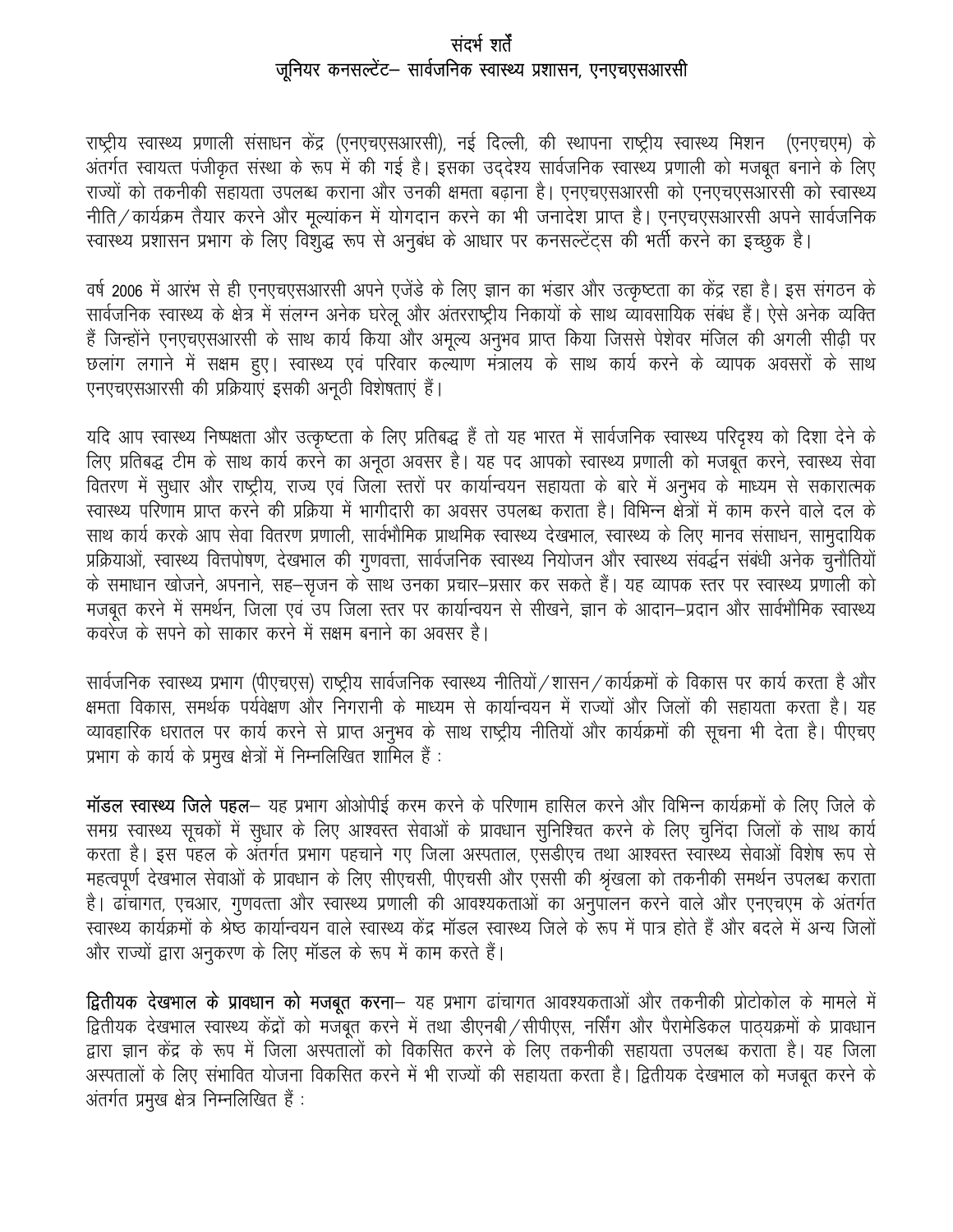# संदर्भ शर्तें
## जूनियर कनसल्टेंट– सार्वजनिक स्वास्थ्य प्रशासन, एनएचएसआरसी

राष्ट्रीय स्वास्थ्य प्रणाली संसाधन केंद्र (एनएचएसआरसी), नई दिल्ली, की स्थापना राष्ट्रीय स्वास्थ्य मिशन (एनएचएम) के अंतर्गत स्वायत्त पंजीकृत संस्था के रूप में की गई है। इसका उद्देश्य सार्वजनिक स्वास्थ्य प्रणाली को मजबूत बनाने के लिए राज्यों को तकनीकी सहायता उपलब्ध कराना और उनकी क्षमता बढ़ाना है। एनएचएसआरसी को एनएचएसआरसी को स्वास्थ्य नीति/कार्यक्रम तैयार करने और मूल्यांकन में योगदान करने का भी जनादेश प्राप्त है। एनएचएसआरसी अपने सार्वजनिक स्वास्थ्य प्रशासन प्रभाग के लिए विशुद्ध रूप से अनुबंध के आधार पर कनसल्टेंट्स की भर्ती करने का इच्छुक है।

वर्ष 2006 में आरंभ से ही एनएचएसआरसी अपने एजेंडे के लिए ज्ञान का भंडार और उत्कृष्टता का केंद्र रहा है। इस संगठन के सार्वजनिक स्वास्थ्य के क्षेत्र में संलग्न अनेक घरेलू और अंतरराष्ट्रीय निकायों के साथ व्यावसायिक संबंध हैं। ऐसे अनेक व्यक्ति हैं जिन्होंने एनएचएसआरसी के साथ कार्य किया और अमूल्य अनुभव प्राप्त किया जिससे पेशेवर मंजिल की अगली सीढ़ी पर छलांग लगाने में सक्षम हुए। स्वास्थ्य एवं परिवार कल्याण मंत्रालय के साथ कार्य करने के व्यापक अवसरों के साथ एनएचएसआरसी की प्रक्रियाएं इसकी अनूठी विशेषताएं हैं।

यदि आप स्वास्थ्य निष्पक्षता और उत्कृष्टता के लिए प्रतिबद्ध हैं तो यह भारत में सार्वजनिक स्वास्थ्य परिदृश्य को दिशा देने के लिए प्रतिबद्ध टीम के साथ कार्य करने का अनूठा अवसर है। यह पद आपको स्वास्थ्य प्रणाली को मजबूत करने, स्वास्थ्य सेवा वितरण में सुधार और राष्ट्रीय, राज्य एवं जिला स्तरों पर कार्यान्वयन सहायता के बारे में अनुभव के माध्यम से सकारात्मक स्वास्थ्य परिणाम प्राप्त करने की प्रक्रिया में भागीदारी का अवसर उपलब्ध कराता है। विभिन्न क्षेत्रों में काम करने वाले दल के साथ कार्य करके आप सेवा वितरण प्रणाली, सार्वभौमिक प्राथमिक स्वास्थ्य देखभाल, स्वास्थ्य के लिए मानव संसाधन, सामुदायिक प्रक्रियाओं, स्वास्थ्य वित्तपोषण, देखभाल की गुणवत्ता, सार्वजनिक स्वास्थ्य नियोजन और स्वास्थ्य संवर्द्धन संबंधी अनेक चुनौतियों के समाधान खोजने, अपनाने, सह–सृजन के साथ उनका प्रचार–प्रसार कर सकते हैं। यह व्यापक स्तर पर स्वास्थ्य प्रणाली को मजबूत करने में समर्थन, जिला एवं उप जिला स्तर पर कार्यान्वयन से सीखने, ज्ञान के आदान–प्रदान और सार्वभौमिक स्वास्थ्य कवरेज के सपने को साकार करने में सक्षम बनाने का अवसर है।

सार्वजनिक स्वास्थ्य प्रभाग (पीएचएस) राष्ट्रीय सार्वजनिक स्वास्थ्य नीतियों/शासन/कार्यक्रमों के विकास पर कार्य करता है और क्षमता विकास, समर्थक पर्यवेक्षण और निगरानी के माध्यम से कार्यान्वयन में राज्यों और जिलों की सहायता करता है। यह व्यावहारिक धरातल पर कार्य करने से प्राप्त अनुभव के साथ राष्ट्रीय नीतियों और कार्यक्रमों की सूचना भी देता है। पीएचए प्रभाग के कार्य के प्रमुख क्षेत्रों में निम्नलिखित शामिल हैं :

**मॉडल स्वास्थ्य जिले पहल**– यह प्रभाग ओओपीई करम करने के परिणाम हासिल करने और विभिन्न कार्यक्रमों के लिए जिले के समग्र स्वास्थ्य सूचकों में सुधार के लिए आश्वस्त सेवाओं के प्रावधान सुनिश्चित करने के लिए चुनिंदा जिलों के साथ कार्य करता है। इस पहल के अंतर्गत प्रभाग पहचाने गए जिला अस्पताल, एसडीएच तथा आश्वस्त स्वास्थ्य सेवाओं विशेष रूप से महत्वपूर्ण देखभाल सेवाओं के प्रावधान के लिए सीएचसी, पीएचसी और एससी की श्रृंखला को तकनीकी समर्थन उपलब्ध कराता है। ढांचागत, एचआर, गुणवत्ता और स्वास्थ्य प्रणाली की आवश्यकताओं का अनुपालन करने वाले और एनएचएम के अंतर्गत स्वास्थ्य कार्यक्रमों के श्रेष्ठ कार्यान्वयन वाले स्वास्थ्य केंद्र मॉडल स्वास्थ्य जिले के रूप में पात्र होते हैं और बदले में अन्य जिलों और राज्यों द्वारा अनुकरण के लिए मॉडल के रूप में काम करते हैं।

**द्वितीयक देखभाल के प्रावधान को मजबूत करना**– यह प्रभाग ढांचागत आवश्यकताओं और तकनीकी प्रोटोकोल के मामले में द्वितीयक देखभाल स्वास्थ्य केंद्रों को मजबूत करने में तथा डीएनबी/सीपीएस, नर्सिंग और पैरामेडिकल पाठ्यक्रमों के प्रावधान द्वारा ज्ञान केंद्र के रूप में जिला अस्पतालों को विकसित करने के लिए तकनीकी सहायता उपलब्ध कराता है। यह जिला अस्पतालों के लिए संभावित योजना विकसित करने में भी राज्यों की सहायता करता है। द्वितीयक देखभाल को मजबूत करने के अंतर्गत प्रमुख क्षेत्र निम्नलिखित हैं :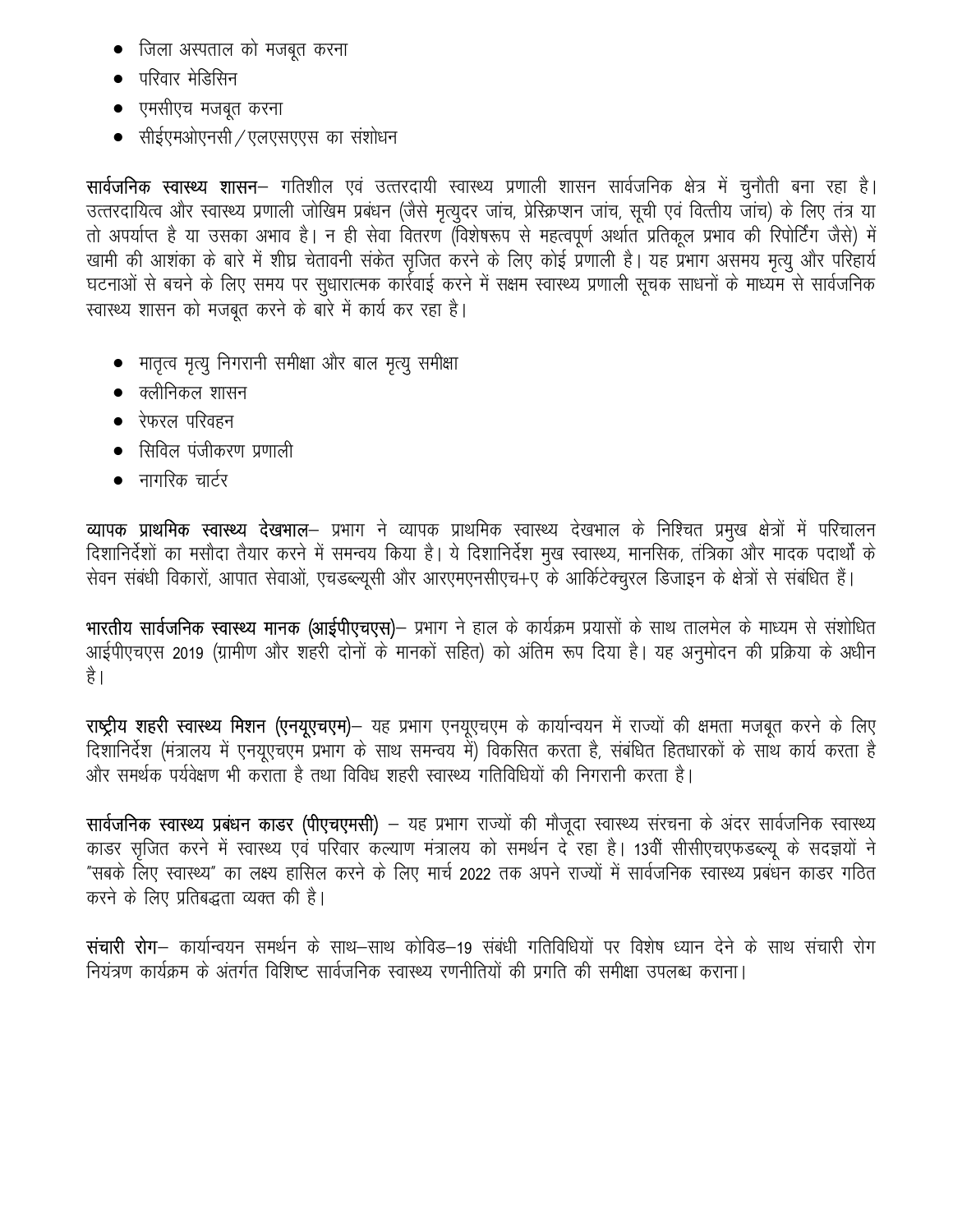- जिला अस्पताल को मजबूत करना
- परिवार मेडिसिन
- एमसीएच मजबूत करना
- सीईएमओएनसी / एलएसएएस का संशोधन

**सार्वजनिक स्वास्थ्य शासन**– गतिशील एवं उत्तरदायी स्वास्थ्य प्रणाली शासन सार्वजनिक क्षेत्र में चुनौती बना रहा है। उत्तरदायित्व और स्वास्थ्य प्रणाली जोखिम प्रबंधन (जैसे मृत्युदर जांच, प्रेस्क्रिप्शन जांच, सूची एवं वित्तीय जांच) के लिए तंत्र या तो अपर्याप्त है या उसका अभाव है। न ही सेवा वितरण (विशेषरूप से महत्वपूर्ण अर्थात प्रतिकूल प्रभाव की रिपोर्टिंग जैसे) में खामी की आशंका के बारे में शीघ्र चेतावनी संकेत सृजित करने के लिए कोई प्रणाली है। यह प्रभाग असमय मृत्यु और परिहार्य घटनाओं से बचने के लिए समय पर सुधारात्मक कार्रवाई करने में सक्षम स्वास्थ्य प्रणाली सूचक साधनों के माध्यम से सार्वजनिक स्वास्थ्य शासन को मजबूत करने के बारे में कार्य कर रहा है।

- मातृत्व मृत्यु निगरानी समीक्षा और बाल मृत्यु समीक्षा
- क्लीनिकल शासन
- रेफरल परिवहन
- सिविल पंजीकरण प्रणाली
- नागरिक चार्टर

**व्यापक प्राथमिक स्वास्थ्य देखभाल**– प्रभाग ने व्यापक प्राथमिक स्वास्थ्य देखभाल के निश्चित प्रमुख क्षेत्रों में परिचालन दिशानिर्देशों का मसौदा तैयार करने में समन्वय किया है। ये दिशानिर्देश मुख स्वास्थ्य, मानसिक, तंत्रिका और मादक पदार्थों के सेवन संबंधी विकारों, आपात सेवाओं, एचडब्ल्यूसी और आरएमएनसीएच+ए के आर्किटेक्चुरल डिजाइन के क्षेत्रों से संबंधित हैं।

**भारतीय सार्वजनिक स्वास्थ्य मानक (आईपीएचएस)**– प्रभाग ने हाल के कार्यक्रम प्रयासों के साथ तालमेल के माध्यम से संशोधित आईपीएचएस 2019 (ग्रामीण और शहरी दोनों के मानकों सहित) को अंतिम रूप दिया है। यह अनुमोदन की प्रक्रिया के अधीन है।

**राष्ट्रीय शहरी स्वास्थ्य मिशन (एनयूएचएम)**– यह प्रभाग एनयूएचएम के कार्यान्वयन में राज्यों की क्षमता मजबूत करने के लिए दिशानिर्देश (मंत्रालय में एनयूएचएम प्रभाग के साथ समन्वय में) विकसित करता है, संबंधित हितधारकों के साथ कार्य करता है और समर्थक पर्यवेक्षण भी कराता है तथा विविध शहरी स्वास्थ्य गतिविधियों की निगरानी करता है।

**सार्वजनिक स्वास्थ्य प्रबंधन काडर (पीएचएमसी)** – यह प्रभाग राज्यों की मौजूदा स्वास्थ्य संरचना के अंदर सार्वजनिक स्वास्थ्य काडर सृजित करने में स्वास्थ्य एवं परिवार कल्याण मंत्रालय को समर्थन दे रहा है। 13वीं सीसीएचएफडब्ल्यू के सदज्ञयों ने "सबके लिए स्वास्थ्य" का लक्ष्य हासिल करने के लिए मार्च 2022 तक अपने राज्यों में सार्वजनिक स्वास्थ्य प्रबंधन काडर गठित करने के लिए प्रतिबद्धता व्यक्त की है।

**संचारी रोग**– कार्यान्वयन समर्थन के साथ–साथ कोविड–19 संबंधी गतिविधियों पर विशेष ध्यान देने के साथ संचारी रोग नियंत्रण कार्यक्रम के अंतर्गत विशिष्ट सार्वजनिक स्वास्थ्य रणनीतियों की प्रगति की समीक्षा उपलब्ध कराना।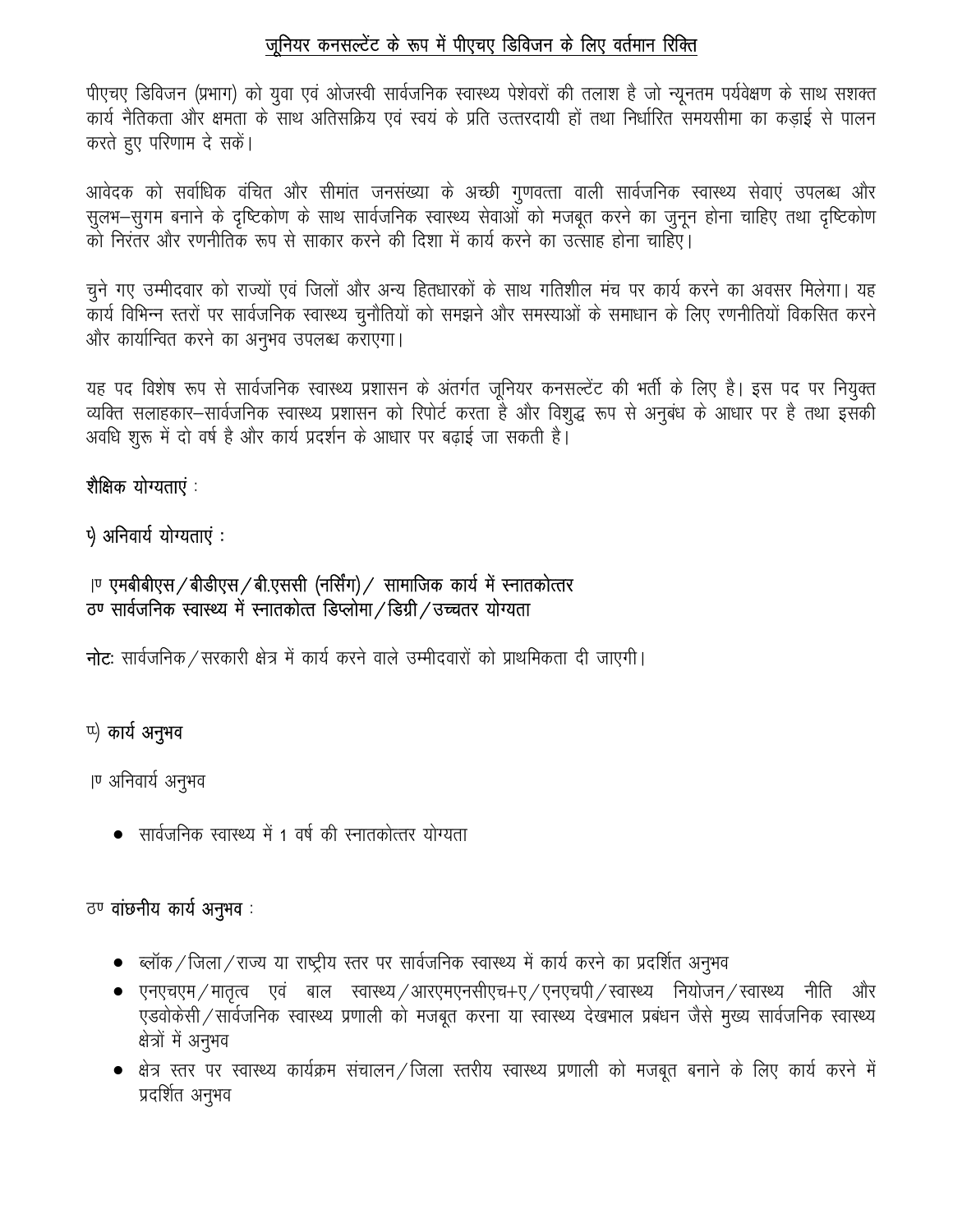## जूनियर कनसल्टेंट के रूप में पीएचए डिविजन के लिए वर्तमान रिक्ति

पीएचए डिविजन (प्रभाग) को युवा एवं ओजस्वी सार्वजनिक स्वास्थ्य पेशेवरों की तलाश है जो न्यूनतम पर्यवेक्षण के साथ सशक्त कार्य नैतिकता और क्षमता के साथ अतिसक्रिय एवं स्वयं के प्रति उत्तरदायी हों तथा निर्धारित समयसीमा का कड़ाई से पालन करते हुए परिणाम दे सकें।

आवेदक को सर्वाधिक वंचित और सीमांत जनसंख्या के अच्छी गुणवत्ता वाली सार्वजनिक स्वास्थ्य सेवाएं उपलब्ध और सुलभ–सुगम बनाने के दृष्टिकोण के साथ सार्वजनिक स्वास्थ्य सेवाओं को मजबूत करने का जुनून होना चाहिए तथा दृष्टिकोण को निरंतर और रणनीतिक रूप से साकार करने की दिशा में कार्य करने का उत्साह होना चाहिए।

चुने गए उम्मीदवार को राज्यों एवं जिलों और अन्य हितधारकों के साथ गतिशील मंच पर कार्य करने का अवसर मिलेगा। यह कार्य विभिन्न स्तरों पर सार्वजनिक स्वास्थ्य चुनौतियों को समझने और समस्याओं के समाधान के लिए रणनीतियों विकसित करने और कार्यान्वित करने का अनुभव उपलब्ध कराएगा।

यह पद विशेष रूप से सार्वजनिक स्वास्थ्य प्रशासन के अंतर्गत जूनियर कनसल्टेंट की भर्ती के लिए है। इस पद पर नियुक्त व्यक्ति सलाहकार–सार्वजनिक स्वास्थ्य प्रशासन को रिपोर्ट करता है और विशुद्ध रूप से अनुबंध के आधार पर है तथा इसकी अवधि शुरू में दो वर्ष है और कार्य प्रदर्शन के आधार पर बढ़ाई जा सकती है।

**शैक्षिक योग्यताएं :**

**i) अनिवार्य योग्यताएं :**

**A. एमबीबीएस/बीडीएस/बी.एससी (नर्सिंग)/ सामाजिक कार्य में स्नातकोत्तर**
**B. सार्वजनिक स्वास्थ्य में स्नातकोत्त डिप्लोमा/डिग्री/उच्चतर योग्यता**

**नोटः** सार्वजनिक/सरकारी क्षेत्र में कार्य करने वाले उम्मीदवारों को प्राथमिकता दी जाएगी।

ii) **कार्य अनुभव**

A. अनिवार्य अनुभव

- सार्वजनिक स्वास्थ्य में 1 वर्ष की स्नातकोत्तर योग्यता

B. **वांछनीय कार्य अनुभव** :

- ब्लॉक/जिला/राज्य या राष्ट्रीय स्तर पर सार्वजनिक स्वास्थ्य में कार्य करने का प्रदर्शित अनुभव
- एनएचएम/मातृत्व एवं बाल स्वास्थ्य/आरएमएनसीएच+ए/एनएचपी/स्वास्थ्य नियोजन/स्वास्थ्य नीति और एडवोकेसी/सार्वजनिक स्वास्थ्य प्रणाली को मजबूत करना या स्वास्थ्य देखभाल प्रबंधन जैसे मुख्य सार्वजनिक स्वास्थ्य क्षेत्रों में अनुभव
- क्षेत्र स्तर पर स्वास्थ्य कार्यक्रम संचालन/जिला स्तरीय स्वास्थ्य प्रणाली को मजबूत बनाने के लिए कार्य करने में प्रदर्शित अनुभव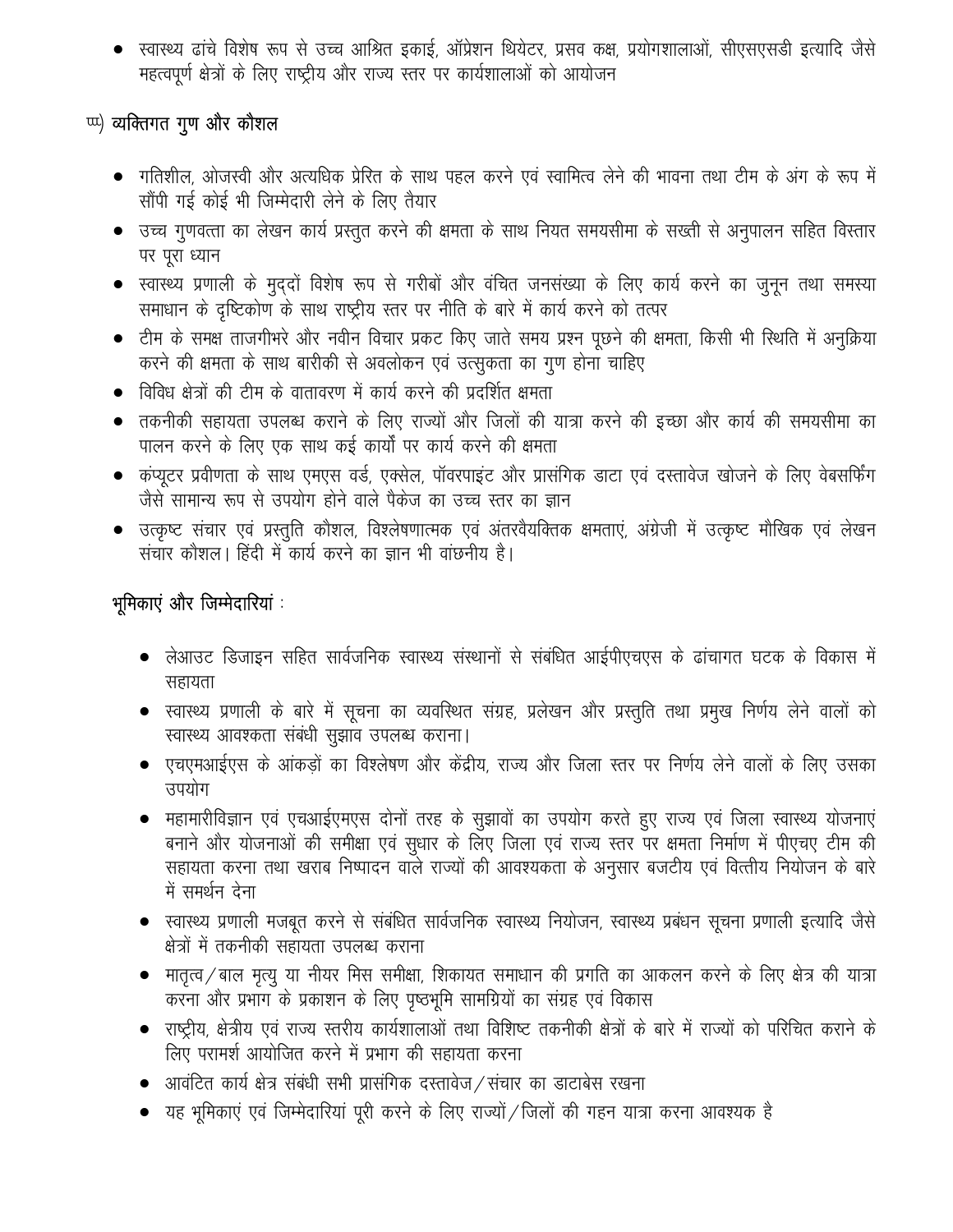- स्वास्थ्य ढांचे विशेष रूप से उच्च आश्रित इकाई, ऑप्रेशन थियेटर, प्रसव कक्ष, प्रयोगशालाओं, सीएसएसडी इत्यादि जैसे महत्वपूर्ण क्षेत्रों के लिए राष्ट्रीय और राज्य स्तर पर कार्यशालाओं को आयोजन

ννν) **व्यक्तिगत गुण और कौशल**

- गतिशील, ओजस्वी और अत्यधिक प्रेरित के साथ पहल करने एवं स्वामित्व लेने की भावना तथा टीम के अंग के रूप में सौंपी गई कोई भी जिम्मेदारी लेने के लिए तैयार
- उच्च गुणवत्ता का लेखन कार्य प्रस्तुत करने की क्षमता के साथ नियत समयसीमा के सख्ती से अनुपालन सहित विस्तार पर पूरा ध्यान
- स्वास्थ्य प्रणाली के मुद्दों विशेष रूप से गरीबों और वंचित जनसंख्या के लिए कार्य करने का जुनून तथा समस्या समाधान के दृष्टिकोण के साथ राष्ट्रीय स्तर पर नीति के बारे में कार्य करने को तत्पर
- टीम के समक्ष ताजगीभरे और नवीन विचार प्रकट किए जाते समय प्रश्न पूछने की क्षमता, किसी भी स्थिति में अनुक्रिया करने की क्षमता के साथ बारीकी से अवलोकन एवं उत्सुकता का गुण होना चाहिए
- विविध क्षेत्रों की टीम के वातावरण में कार्य करने की प्रदर्शित क्षमता
- तकनीकी सहायता उपलब्ध कराने के लिए राज्यों और जिलों की यात्रा करने की इच्छा और कार्य की समयसीमा का पालन करने के लिए एक साथ कई कार्यों पर कार्य करने की क्षमता
- कंप्यूटर प्रवीणता के साथ एमएस वर्ड, एक्सेल, पॉवरपाइंट और प्रासंगिक डाटा एवं दस्तावेज खोजने के लिए वेबसर्फिंग जैसे सामान्य रूप से उपयोग होने वाले पैकेज का उच्च स्तर का ज्ञान
- उत्कृष्ट संचार एवं प्रस्तुति कौशल, विश्लेषणात्मक एवं अंतरवैयक्तिक क्षमताएं, अंग्रेजी में उत्कृष्ट मौखिक एवं लेखन संचार कौशल। हिंदी में कार्य करने का ज्ञान भी वांछनीय है।

**भूमिकाएं और जिम्मेदारियां :**

- लेआउट डिजाइन सहित सार्वजनिक स्वास्थ्य संस्थानों से संबंधित आईपीएचएस के ढांचागत घटक के विकास में सहायता
- स्वास्थ्य प्रणाली के बारे में सूचना का व्यवस्थित संग्रह, प्रलेखन और प्रस्तुति तथा प्रमुख निर्णय लेने वालों को स्वास्थ्य आवश्कता संबंधी सुझाव उपलब्ध कराना।
- एचएमआईएस के आंकड़ों का विश्लेषण और केंद्रीय, राज्य और जिला स्तर पर निर्णय लेने वालों के लिए उसका उपयोग
- महामारीविज्ञान एवं एचआईएमएस दोनों तरह के सुझावों का उपयोग करते हुए राज्य एवं जिला स्वास्थ्य योजनाएं बनाने और योजनाओं की समीक्षा एवं सुधार के लिए जिला एवं राज्य स्तर पर क्षमता निर्माण में पीएचए टीम की सहायता करना तथा खराब निष्पादन वाले राज्यों की आवश्यकता के अनुसार बजटीय एवं वित्तीय नियोजन के बारे में समर्थन देना
- स्वास्थ्य प्रणाली मजबूत करने से संबंधित सार्वजनिक स्वास्थ्य नियोजन, स्वास्थ्य प्रबंधन सूचना प्रणाली इत्यादि जैसे क्षेत्रों में तकनीकी सहायता उपलब्ध कराना
- मातृत्व/बाल मृत्यु या नीयर मिस समीक्षा, शिकायत समाधान की प्रगति का आकलन करने के लिए क्षेत्र की यात्रा करना और प्रभाग के प्रकाशन के लिए पृष्ठभूमि सामग्रियों का संग्रह एवं विकास
- राष्ट्रीय, क्षेत्रीय एवं राज्य स्तरीय कार्यशालाओं तथा विशिष्ट तकनीकी क्षेत्रों के बारे में राज्यों को परिचित कराने के लिए परामर्श आयोजित करने में प्रभाग की सहायता करना
- आवंटित कार्य क्षेत्र संबंधी सभी प्रासंगिक दस्तावेज/संचार का डाटाबेस रखना
- यह भूमिकाएं एवं जिम्मेदारियां पूरी करने के लिए राज्यों/जिलों की गहन यात्रा करना आवश्यक है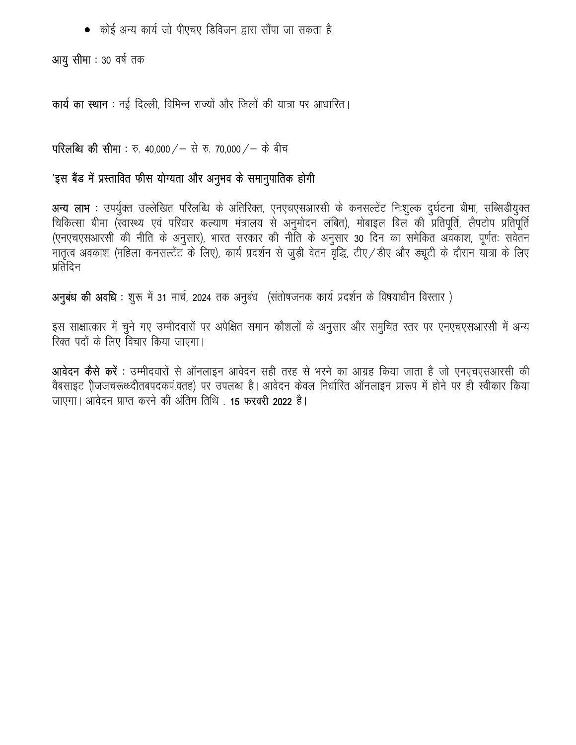- कोई अन्य कार्य जो पीएचए डिविजन द्वारा सौंपा जा सकता है

**आयु सीमा** : 30 वर्ष तक

**कार्य का स्थान** : नई दिल्ली, विभिन्न राज्यों और जिलों की यात्रा पर आधारित।

**परिलब्धि की सीमा** : रु. 40,000/– से रु. 70,000/– के बीच

**'इस बैंड में प्रस्तावित फीस योग्यता और अनुभव के समानुपातिक होगी**

**अन्य लाभ** : उपर्युक्त उल्लेखित परिलब्धि के अतिरिक्त, एनएचएसआरसी के कनसल्टेंट निःशुल्क दुर्घटना बीमा, सब्सिडीयुक्त चिकित्सा बीमा (स्वास्थ्य एवं परिवार कल्याण मंत्रालय से अनुमोदन लंबित), मोबाइल बिल की प्रतिपूर्ति, लैपटोप प्रतिपूर्ति (एनएचएसआरसी की नीति के अनुसार), भारत सरकार की नीति के अनुसार 30 दिन का समेकित अवकाश, पूर्णतः सवेतन मातृत्व अवकाश (महिला कनसल्टेंट के लिए), कार्य प्रदर्शन से जुड़ी वेतन वृद्धि, टीए/डीए और ड्यूटी के दौरान यात्रा के लिए प्रतिदिन

**अनुबंध की अवधि** : शुरू में 31 मार्च, 2024 तक अनुबंध (संतोषजनक कार्य प्रदर्शन के विषयाधीन विस्तार )

इस साक्षात्कार में चुने गए उम्मीदवारों पर अपेक्षित समान कौशलों के अनुसार और समुचित स्तर पर एनएचएसआरसी में अन्य रिक्त पदों के लिए विचार किया जाएगा।

**आवेदन कैसे करें** : उम्मीदवारों से ऑनलाइन आवेदन सही तरह से भरने का आग्रह किया जाता है जो एनएचएसआरसी की वैबसाइट (ीजजचरूध्ध्दीतबपदकपं.वतह) पर उपलब्ध है। आवेदन केवल निर्धारित ऑनलाइन प्रारूप में होने पर ही स्वीकार किया जाएगा। आवेदन प्राप्त करने की अंतिम तिथि . **15 फरवरी 2022** है।